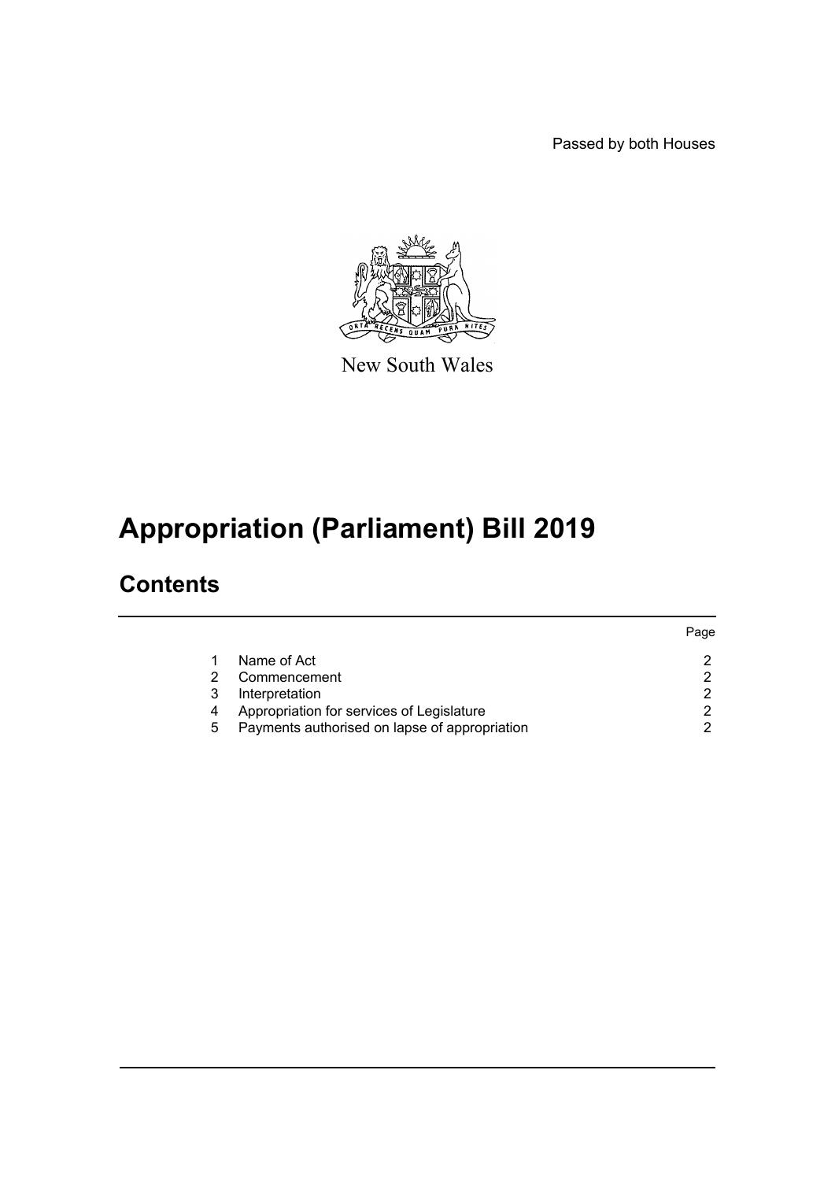Passed by both Houses

New South Wales

# Appropriation (Parliament) Bill 2019

## Contents

| | | Page |
|---|---|---|
| 1 | Name of Act | 2 |
| 2 | Commencement | 2 |
| 3 | Interpretation | 2 |
| 4 | Appropriation for services of Legislature | 2 |
| 5 | Payments authorised on lapse of appropriation | 2 |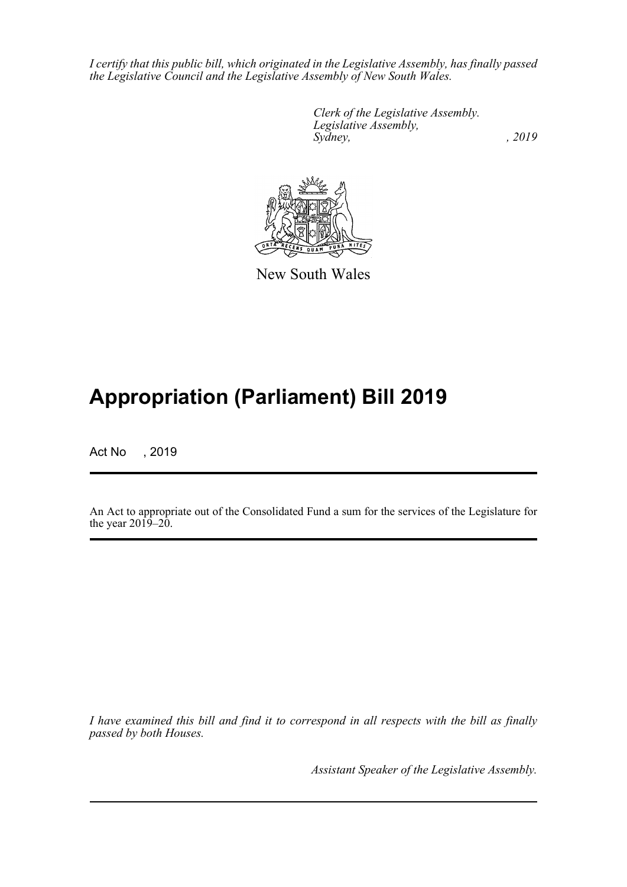*I certify that this public bill, which originated in the Legislative Assembly, has finally passed the Legislative Council and the Legislative Assembly of New South Wales.*

*Clerk of the Legislative Assembly.*
*Legislative Assembly,*
*Sydney, , 2019*

New South Wales

# Appropriation (Parliament) Bill 2019

Act No , 2019

An Act to appropriate out of the Consolidated Fund a sum for the services of the Legislature for the year 2019–20.

*I have examined this bill and find it to correspond in all respects with the bill as finally passed by both Houses.*

*Assistant Speaker of the Legislative Assembly.*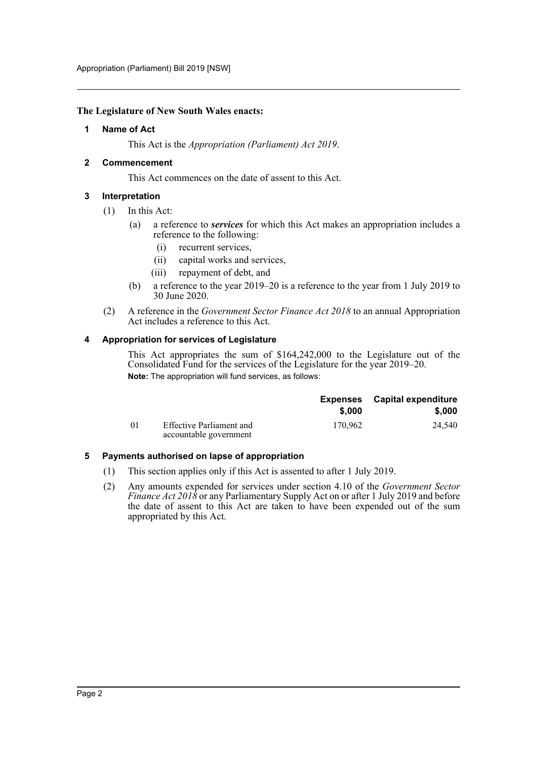**The Legislature of New South Wales enacts:**

## 1 Name of Act

This Act is the *Appropriation (Parliament) Act 2019*.

## 2 Commencement

This Act commences on the date of assent to this Act.

## 3 Interpretation

(1) In this Act:

(a) a reference to ***services*** for which this Act makes an appropriation includes a reference to the following:

(i) recurrent services,

(ii) capital works and services,

(iii) repayment of debt, and

(b) a reference to the year 2019–20 is a reference to the year from 1 July 2019 to 30 June 2020.

(2) A reference in the *Government Sector Finance Act 2018* to an annual Appropriation Act includes a reference to this Act.

## 4 Appropriation for services of Legislature

This Act appropriates the sum of $164,242,000 to the Legislature out of the Consolidated Fund for the services of the Legislature for the year 2019–20.

**Note:** The appropriation will fund services, as follows:

| | | Expenses $,000 | Capital expenditure $,000 |
|---|---|---|---|
| 01 | Effective Parliament and accountable government | 170,962 | 24,540 |

## 5 Payments authorised on lapse of appropriation

(1) This section applies only if this Act is assented to after 1 July 2019.

(2) Any amounts expended for services under section 4.10 of the *Government Sector Finance Act 2018* or any Parliamentary Supply Act on or after 1 July 2019 and before the date of assent to this Act are taken to have been expended out of the sum appropriated by this Act.